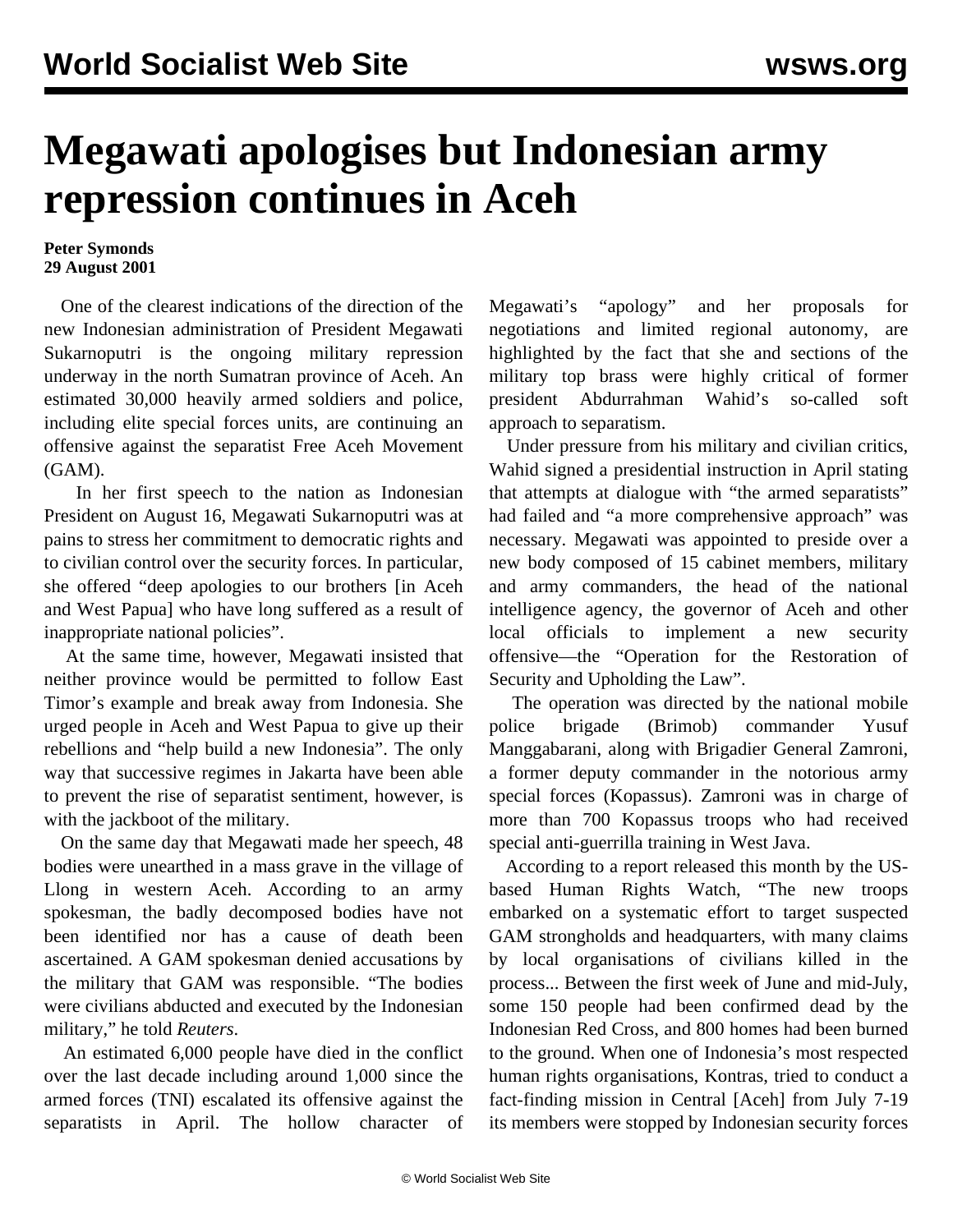# Megawati apologises but Indonesian army repression continues in Aceh

**Peter Symonds**
**29 August 2001**

One of the clearest indications of the direction of the new Indonesian administration of President Megawati Sukarnoputri is the ongoing military repression underway in the north Sumatran province of Aceh. An estimated 30,000 heavily armed soldiers and police, including elite special forces units, are continuing an offensive against the separatist Free Aceh Movement (GAM).

In her first speech to the nation as Indonesian President on August 16, Megawati Sukarnoputri was at pains to stress her commitment to democratic rights and to civilian control over the security forces. In particular, she offered "deep apologies to our brothers [in Aceh and West Papua] who have long suffered as a result of inappropriate national policies".

At the same time, however, Megawati insisted that neither province would be permitted to follow East Timor's example and break away from Indonesia. She urged people in Aceh and West Papua to give up their rebellions and "help build a new Indonesia". The only way that successive regimes in Jakarta have been able to prevent the rise of separatist sentiment, however, is with the jackboot of the military.

On the same day that Megawati made her speech, 48 bodies were unearthed in a mass grave in the village of Llong in western Aceh. According to an army spokesman, the badly decomposed bodies have not been identified nor has a cause of death been ascertained. A GAM spokesman denied accusations by the military that GAM was responsible. "The bodies were civilians abducted and executed by the Indonesian military," he told *Reuters*.

An estimated 6,000 people have died in the conflict over the last decade including around 1,000 since the armed forces (TNI) escalated its offensive against the separatists in April. The hollow character of Megawati's "apology" and her proposals for negotiations and limited regional autonomy, are highlighted by the fact that she and sections of the military top brass were highly critical of former president Abdurrahman Wahid's so-called soft approach to separatism.

Under pressure from his military and civilian critics, Wahid signed a presidential instruction in April stating that attempts at dialogue with "the armed separatists" had failed and "a more comprehensive approach" was necessary. Megawati was appointed to preside over a new body composed of 15 cabinet members, military and army commanders, the head of the national intelligence agency, the governor of Aceh and other local officials to implement a new security offensive—the "Operation for the Restoration of Security and Upholding the Law".

The operation was directed by the national mobile police brigade (Brimob) commander Yusuf Manggabarani, along with Brigadier General Zamroni, a former deputy commander in the notorious army special forces (Kopassus). Zamroni was in charge of more than 700 Kopassus troops who had received special anti-guerrilla training in West Java.

According to a report released this month by the US-based Human Rights Watch, "The new troops embarked on a systematic effort to target suspected GAM strongholds and headquarters, with many claims by local organisations of civilians killed in the process... Between the first week of June and mid-July, some 150 people had been confirmed dead by the Indonesian Red Cross, and 800 homes had been burned to the ground. When one of Indonesia's most respected human rights organisations, Kontras, tried to conduct a fact-finding mission in Central [Aceh] from July 7-19 its members were stopped by Indonesian security forces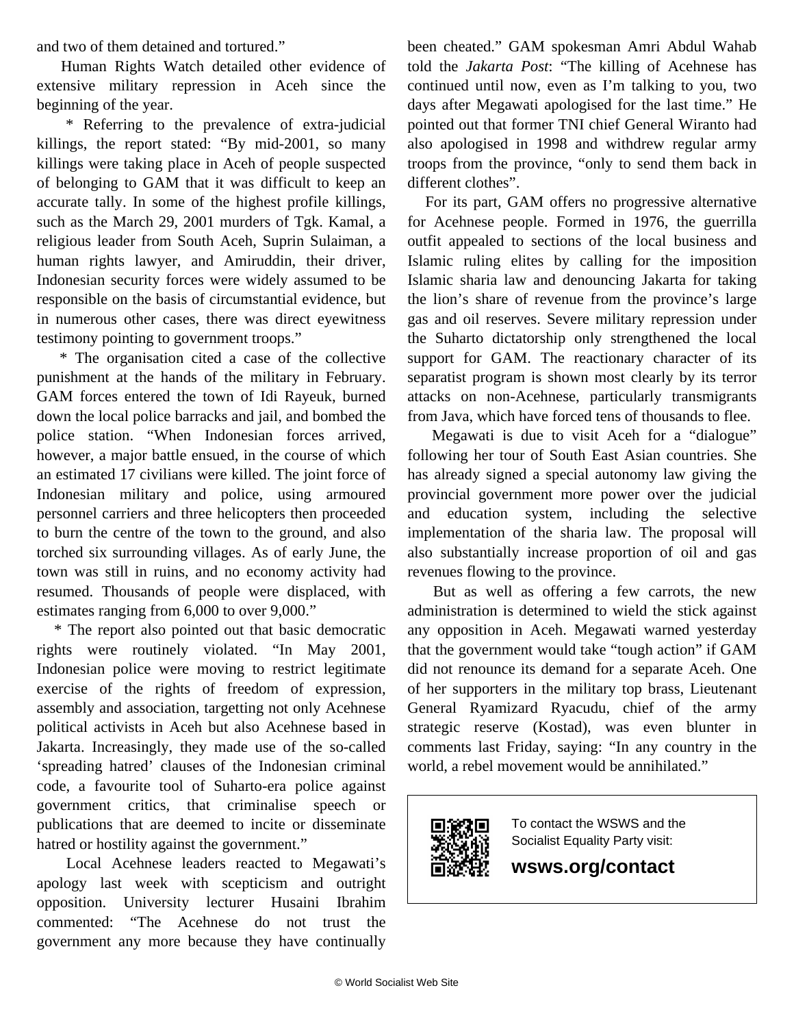and two of them detained and tortured."

Human Rights Watch detailed other evidence of extensive military repression in Aceh since the beginning of the year.

* Referring to the prevalence of extra-judicial killings, the report stated: "By mid-2001, so many killings were taking place in Aceh of people suspected of belonging to GAM that it was difficult to keep an accurate tally. In some of the highest profile killings, such as the March 29, 2001 murders of Tgk. Kamal, a religious leader from South Aceh, Suprin Sulaiman, a human rights lawyer, and Amiruddin, their driver, Indonesian security forces were widely assumed to be responsible on the basis of circumstantial evidence, but in numerous other cases, there was direct eyewitness testimony pointing to government troops."

* The organisation cited a case of the collective punishment at the hands of the military in February. GAM forces entered the town of Idi Rayeuk, burned down the local police barracks and jail, and bombed the police station. "When Indonesian forces arrived, however, a major battle ensued, in the course of which an estimated 17 civilians were killed. The joint force of Indonesian military and police, using armoured personnel carriers and three helicopters then proceeded to burn the centre of the town to the ground, and also torched six surrounding villages. As of early June, the town was still in ruins, and no economy activity had resumed. Thousands of people were displaced, with estimates ranging from 6,000 to over 9,000."

* The report also pointed out that basic democratic rights were routinely violated. "In May 2001, Indonesian police were moving to restrict legitimate exercise of the rights of freedom of expression, assembly and association, targetting not only Acehnese political activists in Aceh but also Acehnese based in Jakarta. Increasingly, they made use of the so-called 'spreading hatred' clauses of the Indonesian criminal code, a favourite tool of Suharto-era police against government critics, that criminalise speech or publications that are deemed to incite or disseminate hatred or hostility against the government."

Local Acehnese leaders reacted to Megawati's apology last week with scepticism and outright opposition. University lecturer Husaini Ibrahim commented: "The Acehnese do not trust the government any more because they have continually been cheated." GAM spokesman Amri Abdul Wahab told the *Jakarta Post*: "The killing of Acehnese has continued until now, even as I'm talking to you, two days after Megawati apologised for the last time." He pointed out that former TNI chief General Wiranto had also apologised in 1998 and withdrew regular army troops from the province, "only to send them back in different clothes".

For its part, GAM offers no progressive alternative for Acehnese people. Formed in 1976, the guerrilla outfit appealed to sections of the local business and Islamic ruling elites by calling for the imposition Islamic sharia law and denouncing Jakarta for taking the lion's share of revenue from the province's large gas and oil reserves. Severe military repression under the Suharto dictatorship only strengthened the local support for GAM. The reactionary character of its separatist program is shown most clearly by its terror attacks on non-Acehnese, particularly transmigrants from Java, which have forced tens of thousands to flee.

Megawati is due to visit Aceh for a "dialogue" following her tour of South East Asian countries. She has already signed a special autonomy law giving the provincial government more power over the judicial and education system, including the selective implementation of the sharia law. The proposal will also substantially increase proportion of oil and gas revenues flowing to the province.

But as well as offering a few carrots, the new administration is determined to wield the stick against any opposition in Aceh. Megawati warned yesterday that the government would take "tough action" if GAM did not renounce its demand for a separate Aceh. One of her supporters in the military top brass, Lieutenant General Ryamizard Ryacudu, chief of the army strategic reserve (Kostad), was even blunter in comments last Friday, saying: "In any country in the world, a rebel movement would be annihilated."

To contact the WSWS and the Socialist Equality Party visit:

**wsws.org/contact**